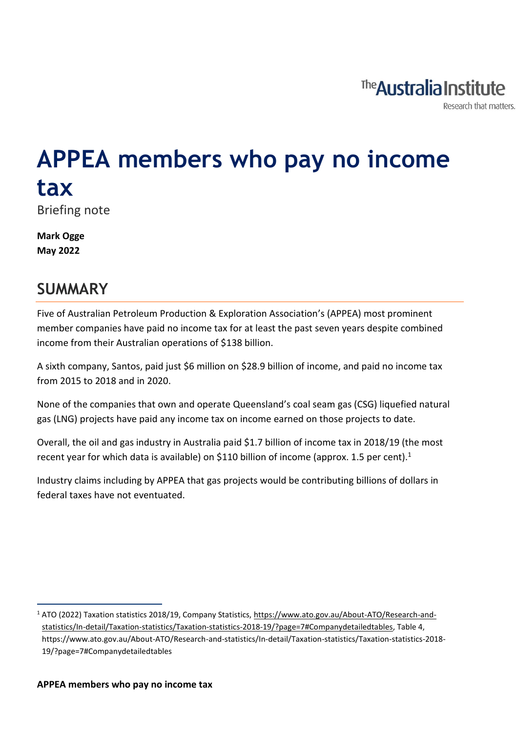# APPEA members who pay no income tax

Briefing note

**Mark Ogge**
**May 2022**

## SUMMARY

Five of Australian Petroleum Production & Exploration Association's (APPEA) most prominent member companies have paid no income tax for at least the past seven years despite combined income from their Australian operations of $138 billion.

A sixth company, Santos, paid just $6 million on $28.9 billion of income, and paid no income tax from 2015 to 2018 and in 2020.

None of the companies that own and operate Queensland's coal seam gas (CSG) liquefied natural gas (LNG) projects have paid any income tax on income earned on those projects to date.

Overall, the oil and gas industry in Australia paid $1.7 billion of income tax in 2018/19 (the most recent year for which data is available) on $110 billion of income (approx. 1.5 per cent).[1]

Industry claims including by APPEA that gas projects would be contributing billions of dollars in federal taxes have not eventuated.

[1] ATO (2022) Taxation statistics 2018/19, Company Statistics, https://www.ato.gov.au/About-ATO/Research-and-statistics/In-detail/Taxation-statistics/Taxation-statistics-2018-19/?page=7#Companydetailedtables, Table 4, https://www.ato.gov.au/About-ATO/Research-and-statistics/In-detail/Taxation-statistics/Taxation-statistics-2018-19/?page=7#Companydetailedtables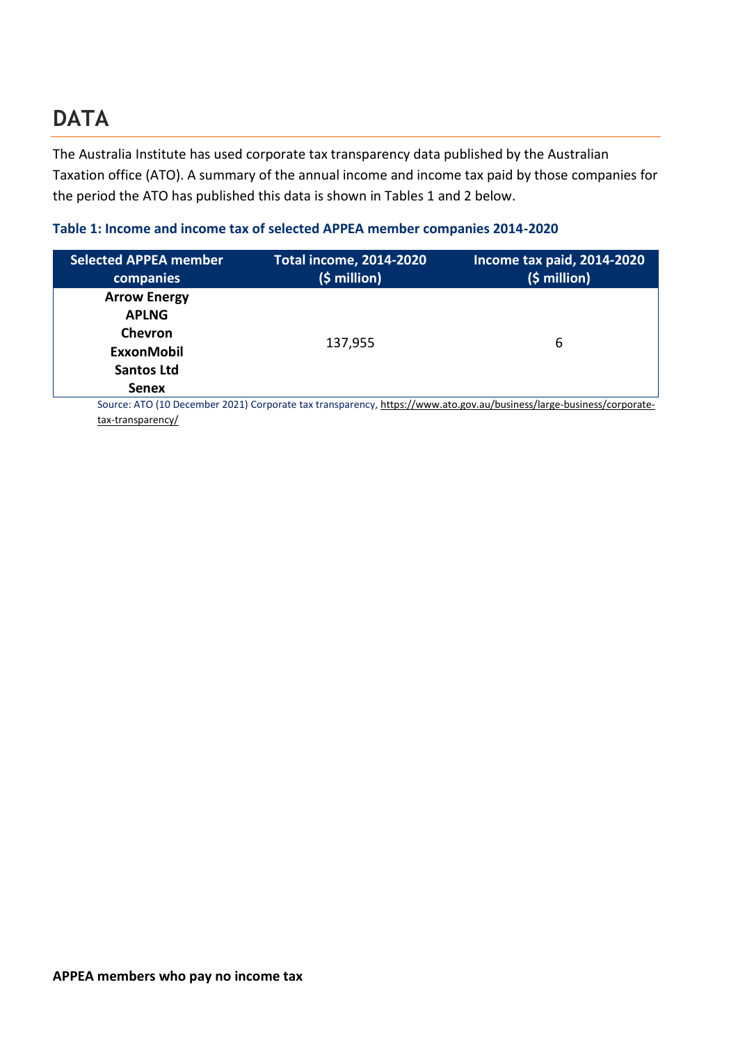# DATA

The Australia Institute has used corporate tax transparency data published by the Australian Taxation office (ATO). A summary of the annual income and income tax paid by those companies for the period the ATO has published this data is shown in Tables 1 and 2 below.

**Table 1: Income and income tax of selected APPEA member companies 2014-2020**

| Selected APPEA member companies | Total income, 2014-2020 ($ million) | Income tax paid, 2014-2020 ($ million) |
|---|---|---|
| **Arrow Energy**<br>**APLNG**<br>**Chevron**<br>**ExxonMobil**<br>**Santos Ltd**<br>**Senex** | 137,955 | 6 |

Source: ATO (10 December 2021) Corporate tax transparency, https://www.ato.gov.au/business/large-business/corporate-tax-transparency/

**APPEA members who pay no income tax**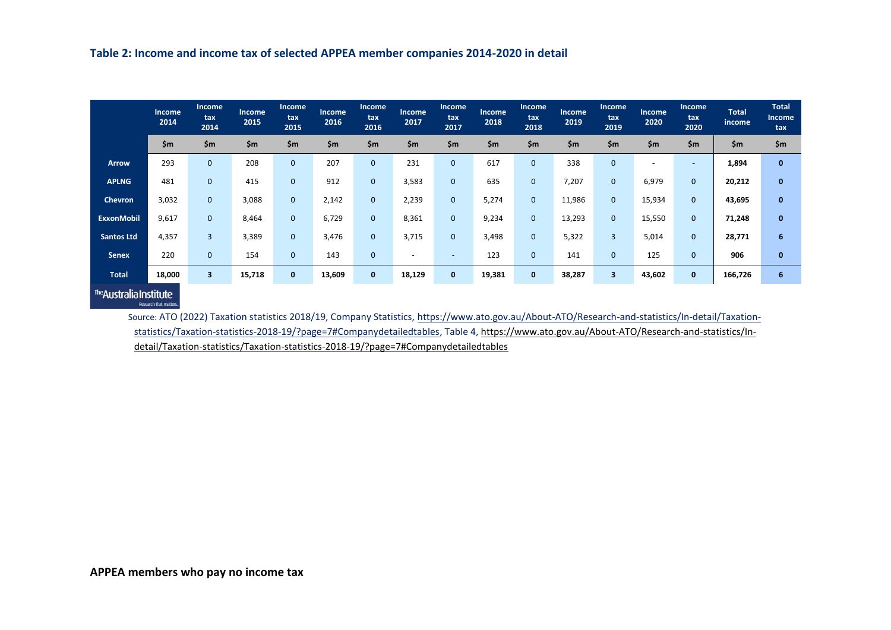**Table 2: Income and income tax of selected APPEA member companies 2014-2020 in detail**

| | Income 2014 | Income tax 2014 | Income 2015 | Income tax 2015 | Income 2016 | Income tax 2016 | Income 2017 | Income tax 2017 | Income 2018 | Income tax 2018 | Income 2019 | Income tax 2019 | Income 2020 | Income tax 2020 | Total income | Total Income tax |
|---|---|---|---|---|---|---|---|---|---|---|---|---|---|---|---|---|
| | $m | $m | $m | $m | $m | $m | $m | $m | $m | $m | $m | $m | $m | $m | $m | $m |
| **Arrow** | 293 | 0 | 208 | 0 | 207 | 0 | 231 | 0 | 617 | 0 | 338 | 0 | - | - | **1,894** | **0** |
| **APLNG** | 481 | 0 | 415 | 0 | 912 | 0 | 3,583 | 0 | 635 | 0 | 7,207 | 0 | 6,979 | 0 | **20,212** | **0** |
| **Chevron** | 3,032 | 0 | 3,088 | 0 | 2,142 | 0 | 2,239 | 0 | 5,274 | 0 | 11,986 | 0 | 15,934 | 0 | **43,695** | **0** |
| **ExxonMobil** | 9,617 | 0 | 8,464 | 0 | 6,729 | 0 | 8,361 | 0 | 9,234 | 0 | 13,293 | 0 | 15,550 | 0 | **71,248** | **0** |
| **Santos Ltd** | 4,357 | 3 | 3,389 | 0 | 3,476 | 0 | 3,715 | 0 | 3,498 | 0 | 5,322 | 3 | 5,014 | 0 | **28,771** | **6** |
| **Senex** | 220 | 0 | 154 | 0 | 143 | 0 | - | - | 123 | 0 | 141 | 0 | 125 | 0 | **906** | **0** |
| **Total** | **18,000** | **3** | **15,718** | **0** | **13,609** | **0** | **18,129** | **0** | **19,381** | **0** | **38,287** | **3** | **43,602** | **0** | **166,726** | **6** |

The Australia Institute — Research that matters.

Source: ATO (2022) Taxation statistics 2018/19, Company Statistics, https://www.ato.gov.au/About-ATO/Research-and-statistics/In-detail/Taxation-statistics/Taxation-statistics-2018-19/?page=7#Companydetailedtables, Table 4, https://www.ato.gov.au/About-ATO/Research-and-statistics/In-detail/Taxation-statistics/Taxation-statistics-2018-19/?page=7#Companydetailedtables

## APPEA members who pay no income tax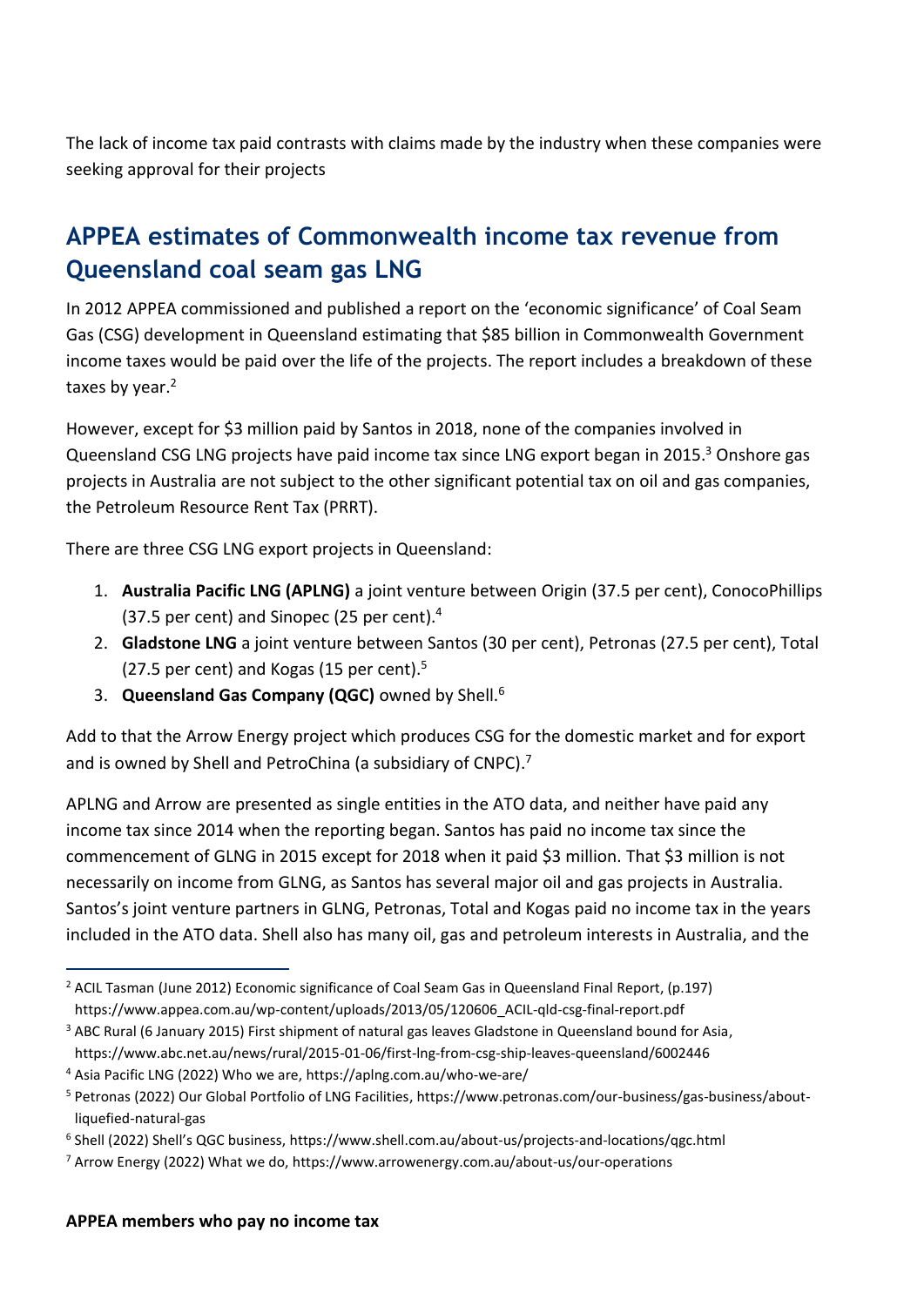The lack of income tax paid contrasts with claims made by the industry when these companies were seeking approval for their projects

## APPEA estimates of Commonwealth income tax revenue from Queensland coal seam gas LNG

In 2012 APPEA commissioned and published a report on the 'economic significance' of Coal Seam Gas (CSG) development in Queensland estimating that $85 billion in Commonwealth Government income taxes would be paid over the life of the projects. The report includes a breakdown of these taxes by year.[2]

However, except for $3 million paid by Santos in 2018, none of the companies involved in Queensland CSG LNG projects have paid income tax since LNG export began in 2015.[3] Onshore gas projects in Australia are not subject to the other significant potential tax on oil and gas companies, the Petroleum Resource Rent Tax (PRRT).

There are three CSG LNG export projects in Queensland:

1. **Australia Pacific LNG (APLNG)** a joint venture between Origin (37.5 per cent), ConocoPhillips (37.5 per cent) and Sinopec (25 per cent).[4]
2. **Gladstone LNG** a joint venture between Santos (30 per cent), Petronas (27.5 per cent), Total (27.5 per cent) and Kogas (15 per cent).[5]
3. **Queensland Gas Company (QGC)** owned by Shell.[6]

Add to that the Arrow Energy project which produces CSG for the domestic market and for export and is owned by Shell and PetroChina (a subsidiary of CNPC).[7]

APLNG and Arrow are presented as single entities in the ATO data, and neither have paid any income tax since 2014 when the reporting began. Santos has paid no income tax since the commencement of GLNG in 2015 except for 2018 when it paid $3 million. That $3 million is not necessarily on income from GLNG, as Santos has several major oil and gas projects in Australia. Santos's joint venture partners in GLNG, Petronas, Total and Kogas paid no income tax in the years included in the ATO data. Shell also has many oil, gas and petroleum interests in Australia, and the

---

[2] ACIL Tasman (June 2012) Economic significance of Coal Seam Gas in Queensland Final Report, (p.197) https://www.appea.com.au/wp-content/uploads/2013/05/120606_ACIL-qld-csg-final-report.pdf

[3] ABC Rural (6 January 2015) First shipment of natural gas leaves Gladstone in Queensland bound for Asia, https://www.abc.net.au/news/rural/2015-01-06/first-lng-from-csg-ship-leaves-queensland/6002446

[4] Asia Pacific LNG (2022) Who we are, https://aplng.com.au/who-we-are/

[5] Petronas (2022) Our Global Portfolio of LNG Facilities, https://www.petronas.com/our-business/gas-business/about-liquefied-natural-gas

[6] Shell (2022) Shell's QGC business, https://www.shell.com.au/about-us/projects-and-locations/qgc.html

[7] Arrow Energy (2022) What we do, https://www.arrowenergy.com.au/about-us/our-operations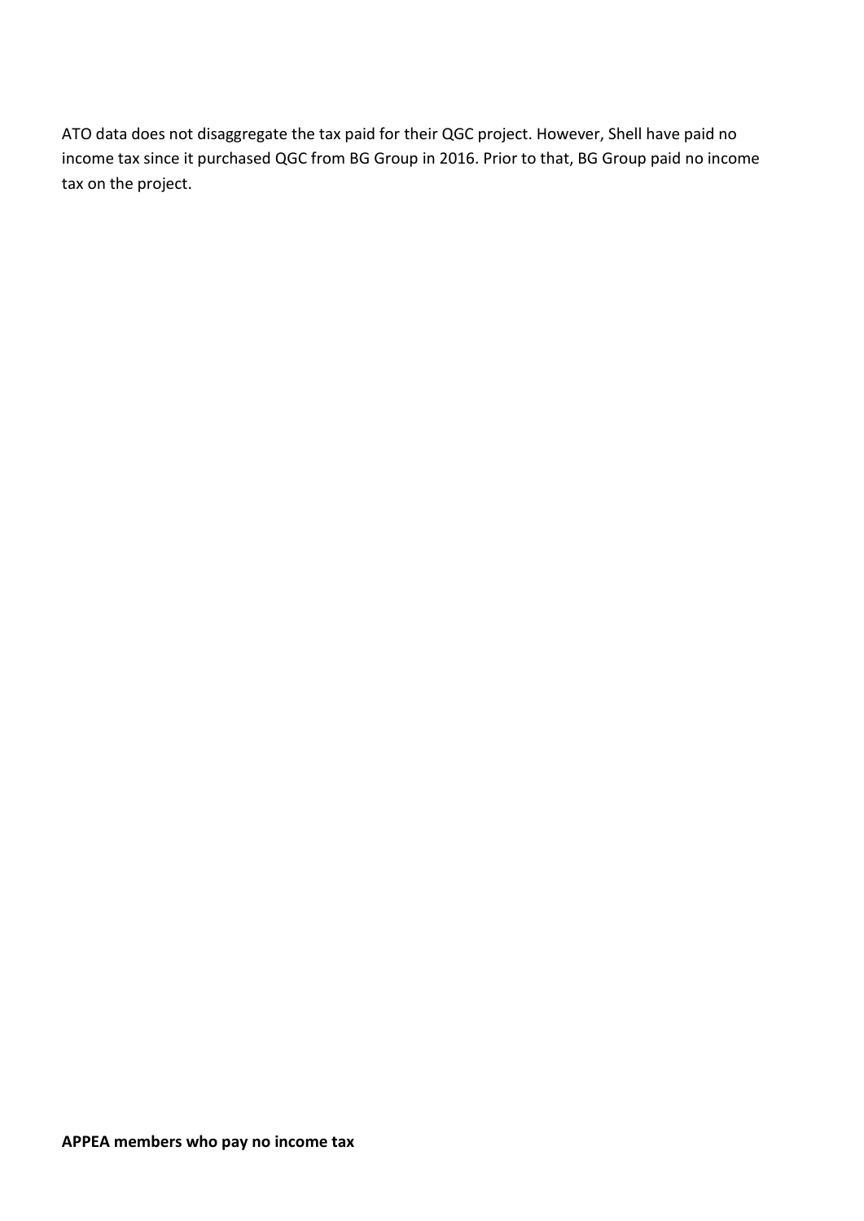ATO data does not disaggregate the tax paid for their QGC project. However, Shell have paid no income tax since it purchased QGC from BG Group in 2016. Prior to that, BG Group paid no income tax on the project.

**APPEA members who pay no income tax**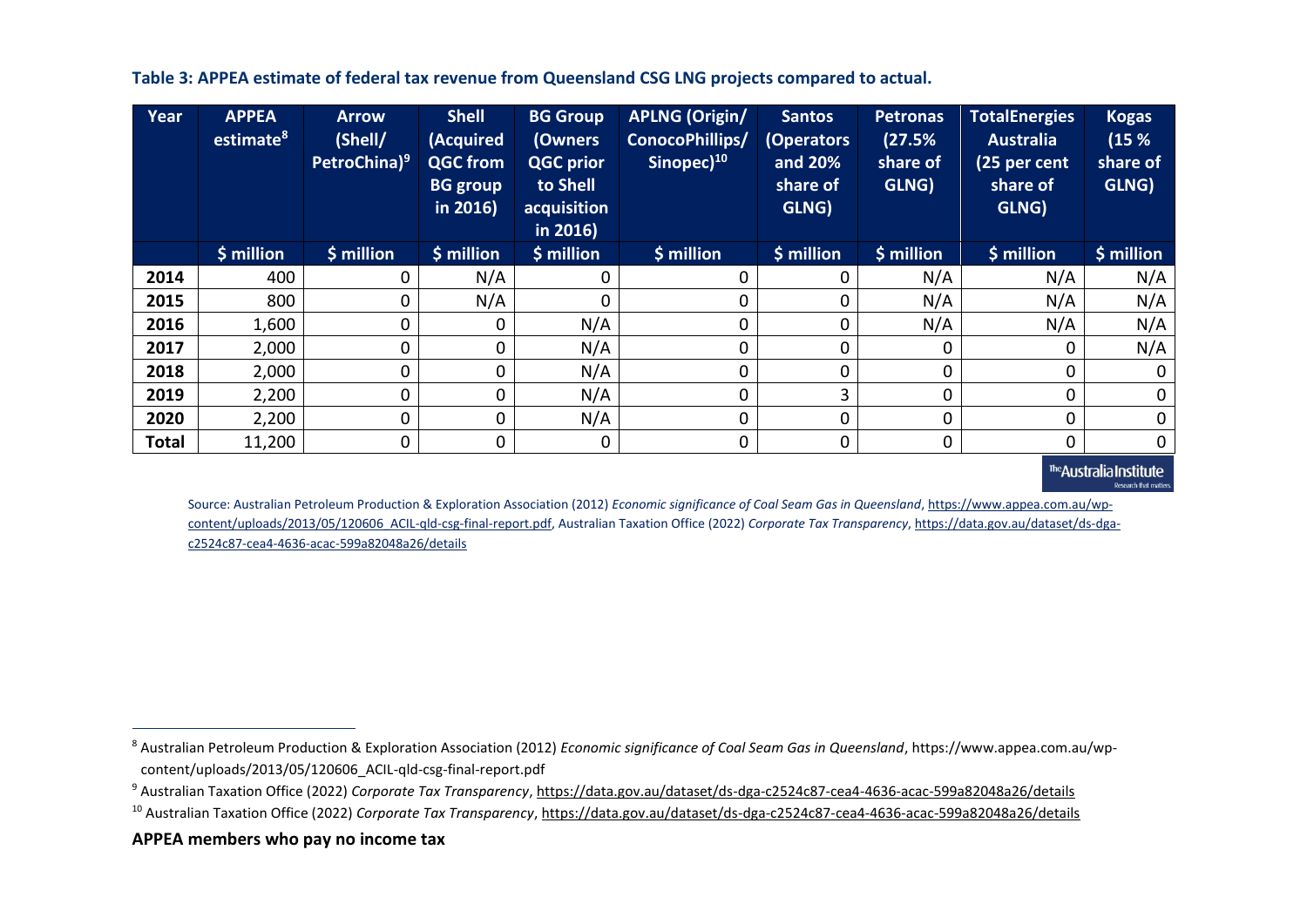**Table 3: APPEA estimate of federal tax revenue from Queensland CSG LNG projects compared to actual.**

| Year | APPEA estimate[8] | Arrow (Shell/ PetroChina)[9] | Shell (Acquired QGC from BG group in 2016) | BG Group (Owners QGC prior to Shell acquisition in 2016) | APLNG (Origin/ ConocoPhillips/ Sinopec)[10] | Santos (Operators and 20% share of GLNG) | Petronas (27.5% share of GLNG) | TotalEnergies Australia (25 per cent share of GLNG) | Kogas (15 % share of GLNG) |
|---|---|---|---|---|---|---|---|---|---|
| | $ million | $ million | $ million | $ million | $ million | $ million | $ million | $ million | $ million |
| **2014** | 400 | 0 | N/A | 0 | 0 | 0 | N/A | N/A | N/A |
| **2015** | 800 | 0 | N/A | 0 | 0 | 0 | N/A | N/A | N/A |
| **2016** | 1,600 | 0 | 0 | N/A | 0 | 0 | N/A | N/A | N/A |
| **2017** | 2,000 | 0 | 0 | N/A | 0 | 0 | 0 | 0 | N/A |
| **2018** | 2,000 | 0 | 0 | N/A | 0 | 0 | 0 | 0 | 0 |
| **2019** | 2,200 | 0 | 0 | N/A | 0 | 3 | 0 | 0 | 0 |
| **2020** | 2,200 | 0 | 0 | N/A | 0 | 0 | 0 | 0 | 0 |
| **Total** | 11,200 | 0 | 0 | 0 | 0 | 0 | 0 | 0 | 0 |

Source: Australian Petroleum Production & Exploration Association (2012) *Economic significance of Coal Seam Gas in Queensland*, https://www.appea.com.au/wp-content/uploads/2013/05/120606_ACIL-qld-csg-final-report.pdf, Australian Taxation Office (2022) *Corporate Tax Transparency*, https://data.gov.au/dataset/ds-dga-c2524c87-cea4-4636-acac-599a82048a26/details

**APPEA members who pay no income tax**

[8] Australian Petroleum Production & Exploration Association (2012) *Economic significance of Coal Seam Gas in Queensland*, https://www.appea.com.au/wp-content/uploads/2013/05/120606_ACIL-qld-csg-final-report.pdf

[9] Australian Taxation Office (2022) *Corporate Tax Transparency*, https://data.gov.au/dataset/ds-dga-c2524c87-cea4-4636-acac-599a82048a26/details

[10] Australian Taxation Office (2022) *Corporate Tax Transparency*, https://data.gov.au/dataset/ds-dga-c2524c87-cea4-4636-acac-599a82048a26/details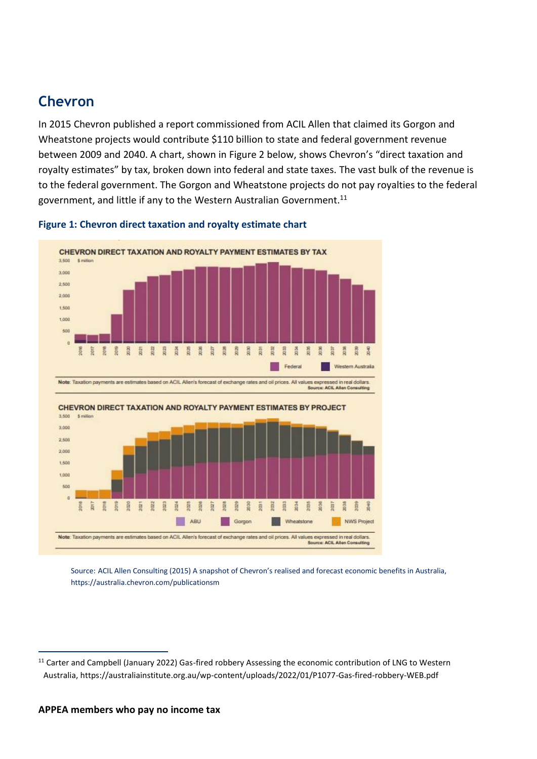## Chevron

In 2015 Chevron published a report commissioned from ACIL Allen that claimed its Gorgon and Wheatstone projects would contribute $110 billion to state and federal government revenue between 2009 and 2040. A chart, shown in Figure 2 below, shows Chevron's "direct taxation and royalty estimates" by tax, broken down into federal and state taxes. The vast bulk of the revenue is to the federal government. The Gorgon and Wheatstone projects do not pay royalties to the federal government, and little if any to the Western Australian Government.[11]

**Figure 1: Chevron direct taxation and royalty estimate chart**

Source: ACIL Allen Consulting (2015) A snapshot of Chevron's realised and forecast economic benefits in Australia, https://australia.chevron.com/publicationsm

[11] Carter and Campbell (January 2022) Gas-fired robbery Assessing the economic contribution of LNG to Western Australia, https://australiainstitute.org.au/wp-content/uploads/2022/01/P1077-Gas-fired-robbery-WEB.pdf

**APPEA members who pay no income tax**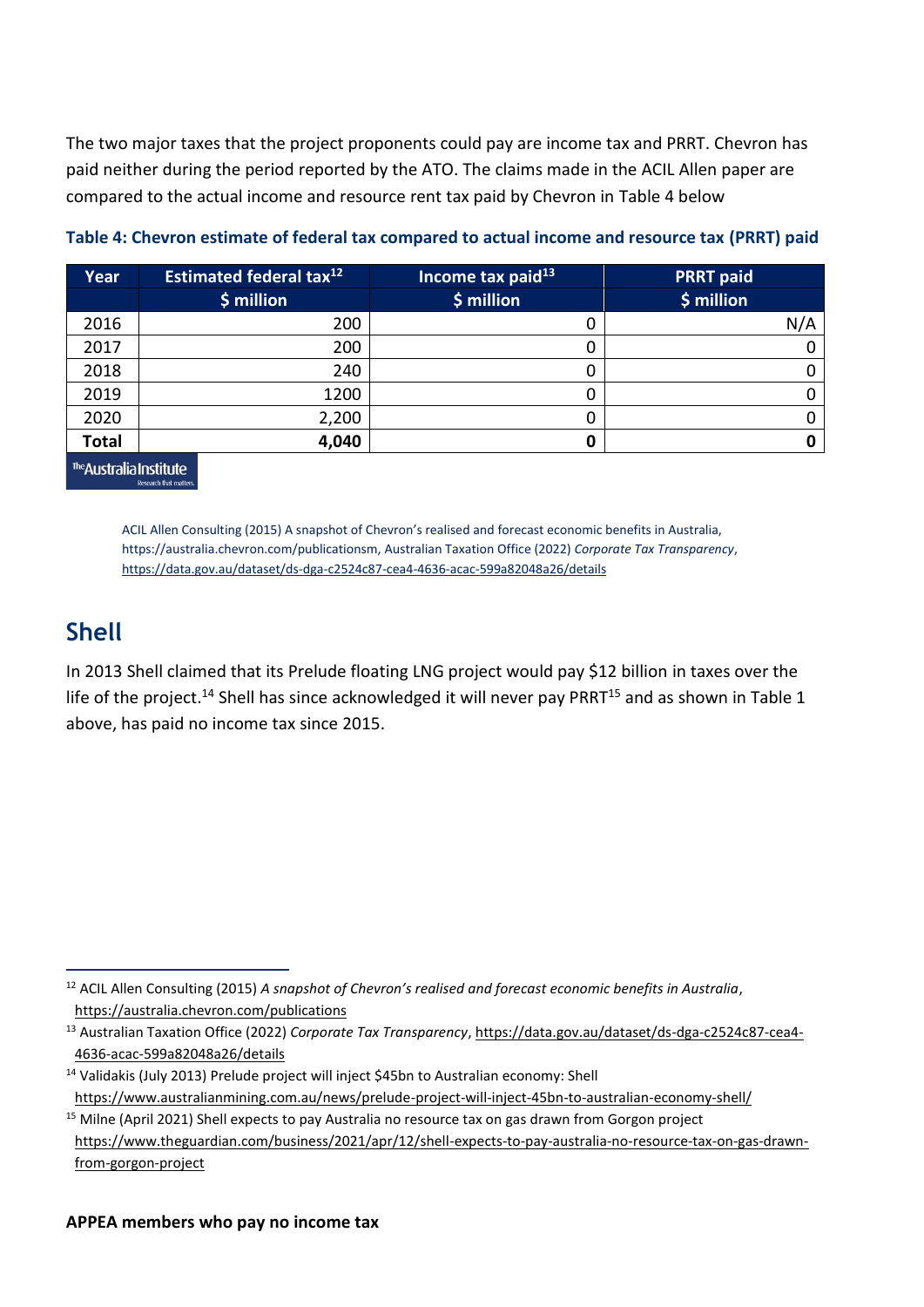The two major taxes that the project proponents could pay are income tax and PRRT. Chevron has paid neither during the period reported by the ATO. The claims made in the ACIL Allen paper are compared to the actual income and resource rent tax paid by Chevron in Table 4 below

**Table 4: Chevron estimate of federal tax compared to actual income and resource tax (PRRT) paid**

| Year | Estimated federal tax[12] | Income tax paid[13] | PRRT paid |
|---|---|---|---|
| | $ million | $ million | $ million |
| 2016 | 200 | 0 | N/A |
| 2017 | 200 | 0 | 0 |
| 2018 | 240 | 0 | 0 |
| 2019 | 1200 | 0 | 0 |
| 2020 | 2,200 | 0 | 0 |
| **Total** | **4,040** | **0** | **0** |

The Australia Institute

ACIL Allen Consulting (2015) A snapshot of Chevron's realised and forecast economic benefits in Australia, https://australia.chevron.com/publicationsm, Australian Taxation Office (2022) *Corporate Tax Transparency*, https://data.gov.au/dataset/ds-dga-c2524c87-cea4-4636-acac-599a82048a26/details

## Shell

In 2013 Shell claimed that its Prelude floating LNG project would pay $12 billion in taxes over the life of the project.[14] Shell has since acknowledged it will never pay PRRT[15] and as shown in Table 1 above, has paid no income tax since 2015.

---

[12] ACIL Allen Consulting (2015) *A snapshot of Chevron's realised and forecast economic benefits in Australia*, https://australia.chevron.com/publications

[13] Australian Taxation Office (2022) *Corporate Tax Transparency*, https://data.gov.au/dataset/ds-dga-c2524c87-cea4-4636-acac-599a82048a26/details

[14] Validakis (July 2013) Prelude project will inject $45bn to Australian economy: Shell https://www.australianmining.com.au/news/prelude-project-will-inject-45bn-to-australian-economy-shell/

[15] Milne (April 2021) Shell expects to pay Australia no resource tax on gas drawn from Gorgon project https://www.theguardian.com/business/2021/apr/12/shell-expects-to-pay-australia-no-resource-tax-on-gas-drawn-from-gorgon-project

**APPEA members who pay no income tax**